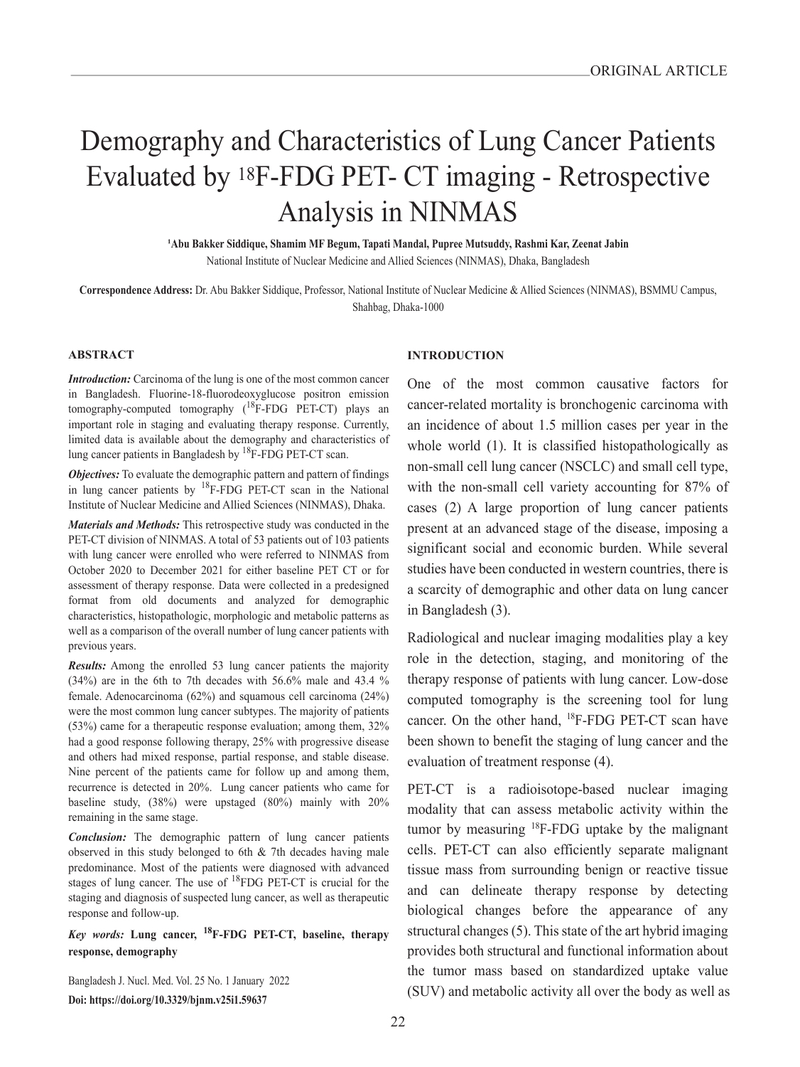ORIGINAL ARTICLE

# Demography and Characteristics of Lung Cancer Patients Evaluated by $^{18}$F-FDG PET- CT imaging - Retrospective Analysis in NINMAS

**[1]Abu Bakker Siddique, Shamim MF Begum, Tapati Mandal, Pupree Mutsuddy, Rashmi Kar, Zeenat Jabin**

National Institute of Nuclear Medicine and Allied Sciences (NINMAS), Dhaka, Bangladesh

**Correspondence Address:** Dr. Abu Bakker Siddique, Professor, National Institute of Nuclear Medicine & Allied Sciences (NINMAS), BSMMU Campus, Shahbag, Dhaka-1000

## ABSTRACT

***Introduction:*** Carcinoma of the lung is one of the most common cancer in Bangladesh. Fluorine-18-fluorodeoxyglucose positron emission tomography-computed tomography ($^{18}$F-FDG PET-CT) plays an important role in staging and evaluating therapy response. Currently, limited data is available about the demography and characteristics of lung cancer patients in Bangladesh by $^{18}$F-FDG PET-CT scan.

***Objectives:*** To evaluate the demographic pattern and pattern of findings in lung cancer patients by $^{18}$F-FDG PET-CT scan in the National Institute of Nuclear Medicine and Allied Sciences (NINMAS), Dhaka.

***Materials and Methods:*** This retrospective study was conducted in the PET-CT division of NINMAS. A total of 53 patients out of 103 patients with lung cancer were enrolled who were referred to NINMAS from October 2020 to December 2021 for either baseline PET CT or for assessment of therapy response. Data were collected in a predesigned format from old documents and analyzed for demographic characteristics, histopathologic, morphologic and metabolic patterns as well as a comparison of the overall number of lung cancer patients with previous years.

***Results:*** Among the enrolled 53 lung cancer patients the majority (34%) are in the 6th to 7th decades with 56.6% male and 43.4 % female. Adenocarcinoma (62%) and squamous cell carcinoma (24%) were the most common lung cancer subtypes. The majority of patients (53%) came for a therapeutic response evaluation; among them, 32% had a good response following therapy, 25% with progressive disease and others had mixed response, partial response, and stable disease. Nine percent of the patients came for follow up and among them, recurrence is detected in 20%. Lung cancer patients who came for baseline study, (38%) were upstaged (80%) mainly with 20% remaining in the same stage.

***Conclusion:*** The demographic pattern of lung cancer patients observed in this study belonged to 6th & 7th decades having male predominance. Most of the patients were diagnosed with advanced stages of lung cancer. The use of $^{18}$FDG PET-CT is crucial for the staging and diagnosis of suspected lung cancer, as well as therapeutic response and follow-up.

***Key words:*** **Lung cancer, $^{18}$F-FDG PET-CT, baseline, therapy response, demography**

Bangladesh J. Nucl. Med. Vol. 25 No. 1 January 2022

**Doi: https://doi.org/10.3329/bjnm.v25i1.59637**

## INTRODUCTION

One of the most common causative factors for cancer-related mortality is bronchogenic carcinoma with an incidence of about 1.5 million cases per year in the whole world (1). It is classified histopathologically as non-small cell lung cancer (NSCLC) and small cell type, with the non-small cell variety accounting for 87% of cases (2) A large proportion of lung cancer patients present at an advanced stage of the disease, imposing a significant social and economic burden. While several studies have been conducted in western countries, there is a scarcity of demographic and other data on lung cancer in Bangladesh (3).

Radiological and nuclear imaging modalities play a key role in the detection, staging, and monitoring of the therapy response of patients with lung cancer. Low-dose computed tomography is the screening tool for lung cancer. On the other hand, $^{18}$F-FDG PET-CT scan have been shown to benefit the staging of lung cancer and the evaluation of treatment response (4).

PET-CT is a radioisotope-based nuclear imaging modality that can assess metabolic activity within the tumor by measuring $^{18}$F-FDG uptake by the malignant cells. PET-CT can also efficiently separate malignant tissue mass from surrounding benign or reactive tissue and can delineate therapy response by detecting biological changes before the appearance of any structural changes (5). This state of the art hybrid imaging provides both structural and functional information about the tumor mass based on standardized uptake value (SUV) and metabolic activity all over the body as well as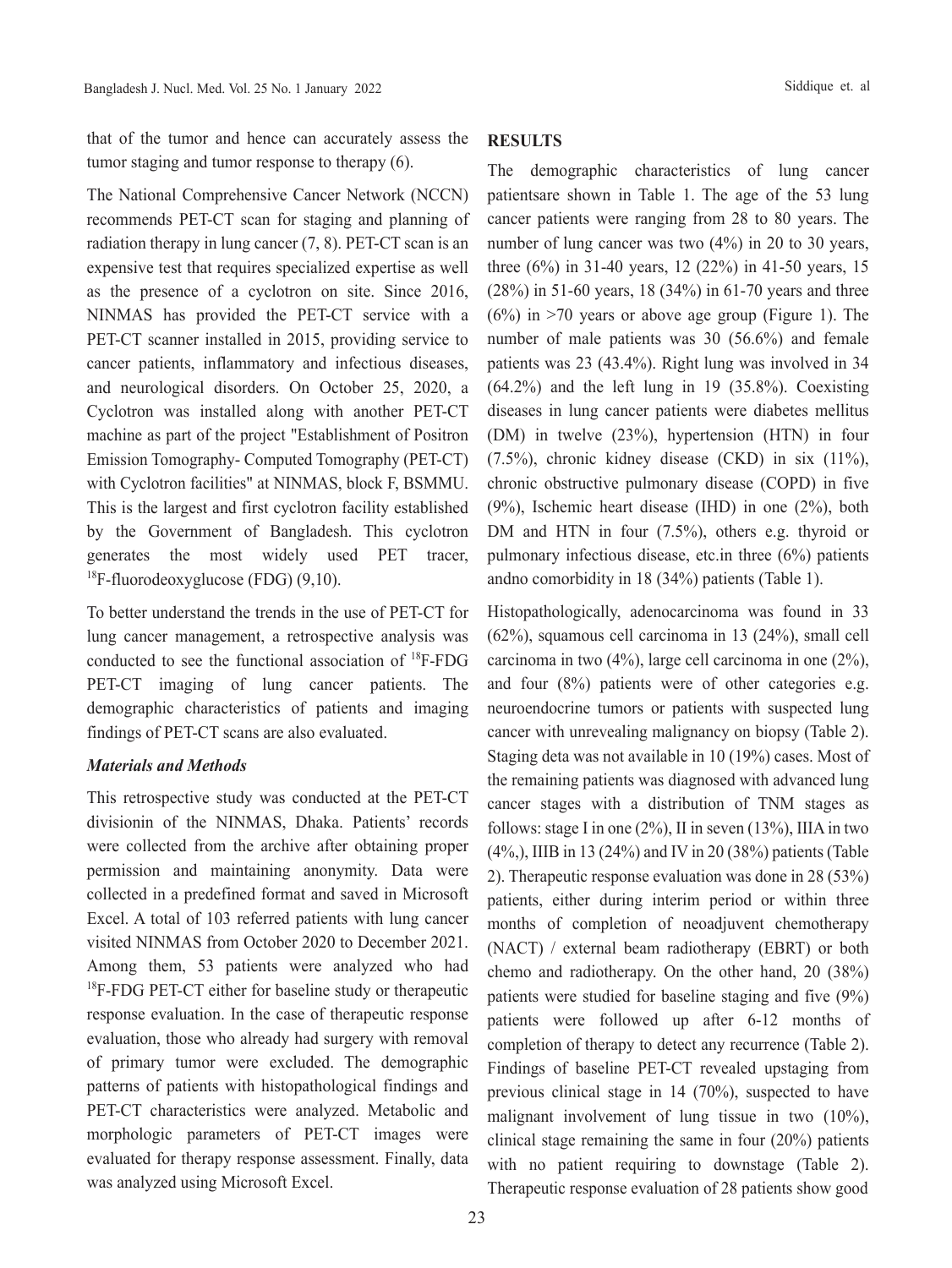that of the tumor and hence can accurately assess the tumor staging and tumor response to therapy (6).

The National Comprehensive Cancer Network (NCCN) recommends PET-CT scan for staging and planning of radiation therapy in lung cancer (7, 8). PET-CT scan is an expensive test that requires specialized expertise as well as the presence of a cyclotron on site. Since 2016, NINMAS has provided the PET-CT service with a PET-CT scanner installed in 2015, providing service to cancer patients, inflammatory and infectious diseases, and neurological disorders. On October 25, 2020, a Cyclotron was installed along with another PET-CT machine as part of the project "Establishment of Positron Emission Tomography- Computed Tomography (PET-CT) with Cyclotron facilities" at NINMAS, block F, BSMMU. This is the largest and first cyclotron facility established by the Government of Bangladesh. This cyclotron generates the most widely used PET tracer, $^{18}$F-fluorodeoxyglucose (FDG) (9,10).

To better understand the trends in the use of PET-CT for lung cancer management, a retrospective analysis was conducted to see the functional association of $^{18}$F-FDG PET-CT imaging of lung cancer patients. The demographic characteristics of patients and imaging findings of PET-CT scans are also evaluated.

### *Materials and Methods*

This retrospective study was conducted at the PET-CT divisionin of the NINMAS, Dhaka. Patients' records were collected from the archive after obtaining proper permission and maintaining anonymity. Data were collected in a predefined format and saved in Microsoft Excel. A total of 103 referred patients with lung cancer visited NINMAS from October 2020 to December 2021. Among them, 53 patients were analyzed who had $^{18}$F-FDG PET-CT either for baseline study or therapeutic response evaluation. In the case of therapeutic response evaluation, those who already had surgery with removal of primary tumor were excluded. The demographic patterns of patients with histopathological findings and PET-CT characteristics were analyzed. Metabolic and morphologic parameters of PET-CT images were evaluated for therapy response assessment. Finally, data was analyzed using Microsoft Excel.

## RESULTS

The demographic characteristics of lung cancer patientsare shown in Table 1. The age of the 53 lung cancer patients were ranging from 28 to 80 years. The number of lung cancer was two (4%) in 20 to 30 years, three (6%) in 31-40 years, 12 (22%) in 41-50 years, 15 (28%) in 51-60 years, 18 (34%) in 61-70 years and three (6%) in >70 years or above age group (Figure 1). The number of male patients was 30 (56.6%) and female patients was 23 (43.4%). Right lung was involved in 34 (64.2%) and the left lung in 19 (35.8%). Coexisting diseases in lung cancer patients were diabetes mellitus (DM) in twelve (23%), hypertension (HTN) in four (7.5%), chronic kidney disease (CKD) in six (11%), chronic obstructive pulmonary disease (COPD) in five (9%), Ischemic heart disease (IHD) in one (2%), both DM and HTN in four (7.5%), others e.g. thyroid or pulmonary infectious disease, etc.in three (6%) patients andno comorbidity in 18 (34%) patients (Table 1).

Histopathologically, adenocarcinoma was found in 33 (62%), squamous cell carcinoma in 13 (24%), small cell carcinoma in two (4%), large cell carcinoma in one (2%), and four (8%) patients were of other categories e.g. neuroendocrine tumors or patients with suspected lung cancer with unrevealing malignancy on biopsy (Table 2). Staging deta was not available in 10 (19%) cases. Most of the remaining patients was diagnosed with advanced lung cancer stages with a distribution of TNM stages as follows: stage I in one (2%), II in seven (13%), IIIA in two (4%,), IIIB in 13 (24%) and IV in 20 (38%) patients (Table 2). Therapeutic response evaluation was done in 28 (53%) patients, either during interim period or within three months of completion of neoadjuvent chemotherapy (NACT) / external beam radiotherapy (EBRT) or both chemo and radiotherapy. On the other hand, 20 (38%) patients were studied for baseline staging and five (9%) patients were followed up after 6-12 months of completion of therapy to detect any recurrence (Table 2). Findings of baseline PET-CT revealed upstaging from previous clinical stage in 14 (70%), suspected to have malignant involvement of lung tissue in two (10%), clinical stage remaining the same in four (20%) patients with no patient requiring to downstage (Table 2). Therapeutic response evaluation of 28 patients show good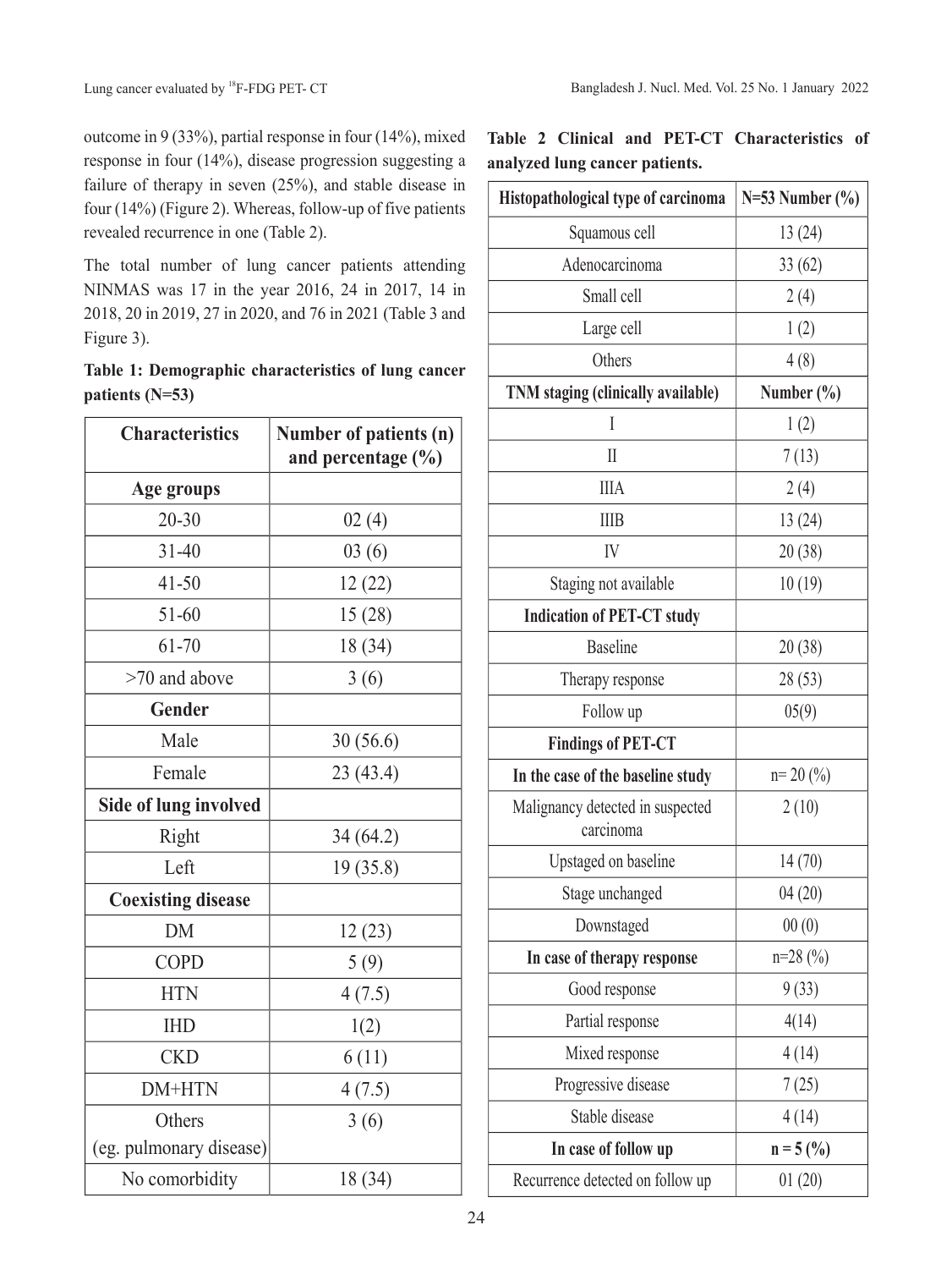outcome in 9 (33%), partial response in four (14%), mixed response in four (14%), disease progression suggesting a failure of therapy in seven (25%), and stable disease in four (14%) (Figure 2). Whereas, follow-up of five patients revealed recurrence in one (Table 2).

The total number of lung cancer patients attending NINMAS was 17 in the year 2016, 24 in 2017, 14 in 2018, 20 in 2019, 27 in 2020, and 76 in 2021 (Table 3 and Figure 3).

**Table 1: Demographic characteristics of lung cancer patients (N=53)**

| Characteristics | Number of patients (n) and percentage (%) |
|---|---|
| **Age groups** | |
| 20-30 | 02 (4) |
| 31-40 | 03 (6) |
| 41-50 | 12 (22) |
| 51-60 | 15 (28) |
| 61-70 | 18 (34) |
| >70 and above | 3 (6) |
| **Gender** | |
| Male | 30 (56.6) |
| Female | 23 (43.4) |
| **Side of lung involved** | |
| Right | 34 (64.2) |
| Left | 19 (35.8) |
| **Coexisting disease** | |
| DM | 12 (23) |
| COPD | 5 (9) |
| HTN | 4 (7.5) |
| IHD | 1(2) |
| CKD | 6 (11) |
| DM+HTN | 4 (7.5) |
| Others (eg. pulmonary disease) | 3 (6) |
| No comorbidity | 18 (34) |

**Table 2 Clinical and PET-CT Characteristics of analyzed lung cancer patients.**

| Histopathological type of carcinoma | N=53 Number (%) |
|---|---|
| Squamous cell | 13 (24) |
| Adenocarcinoma | 33 (62) |
| Small cell | 2 (4) |
| Large cell | 1 (2) |
| Others | 4 (8) |
| **TNM staging (clinically available)** | **Number (%)** |
| I | 1 (2) |
| II | 7 (13) |
| IIIA | 2 (4) |
| IIIB | 13 (24) |
| IV | 20 (38) |
| Staging not available | 10 (19) |
| **Indication of PET-CT study** | |
| Baseline | 20 (38) |
| Therapy response | 28 (53) |
| Follow up | 05(9) |
| **Findings of PET-CT** | |
| **In the case of the baseline study** | n= 20 (%) |
| Malignancy detected in suspected carcinoma | 2 (10) |
| Upstaged on baseline | 14 (70) |
| Stage unchanged | 04 (20) |
| Downstaged | 00 (0) |
| **In case of therapy response** | n=28 (%) |
| Good response | 9 (33) |
| Partial response | 4(14) |
| Mixed response | 4 (14) |
| Progressive disease | 7 (25) |
| Stable disease | 4 (14) |
| **In case of follow up** | **n = 5 (%)** |
| Recurrence detected on follow up | 01 (20) |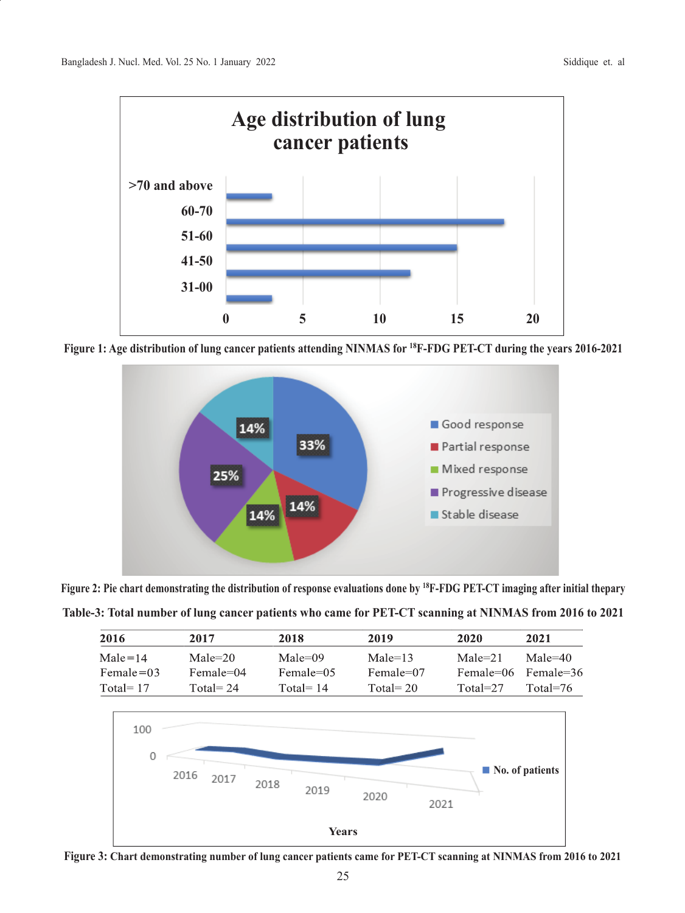**Figure 1: Age distribution of lung cancer patients attending NINMAS for $^{18}$F-FDG PET-CT during the years 2016-2021**

**Figure 2: Pie chart demonstrating the distribution of response evaluations done by $^{18}$F-FDG PET-CT imaging after initial thepary**

**Table-3: Total number of lung cancer patients who came for PET-CT scanning at NINMAS from 2016 to 2021**

| 2016 | 2017 | 2018 | 2019 | 2020 | 2021 |
|---|---|---|---|---|---|
| Male=14<br>Female=03<br>Total= 17 | Male=20<br>Female=04<br>Total= 24 | Male=09<br>Female=05<br>Total= 14 | Male=13<br>Female=07<br>Total= 20 | Male=21<br>Female=06<br>Total=27 | Male=40<br>Female=36<br>Total=76 |

**Figure 3: Chart demonstrating number of lung cancer patients came for PET-CT scanning at NINMAS from 2016 to 2021**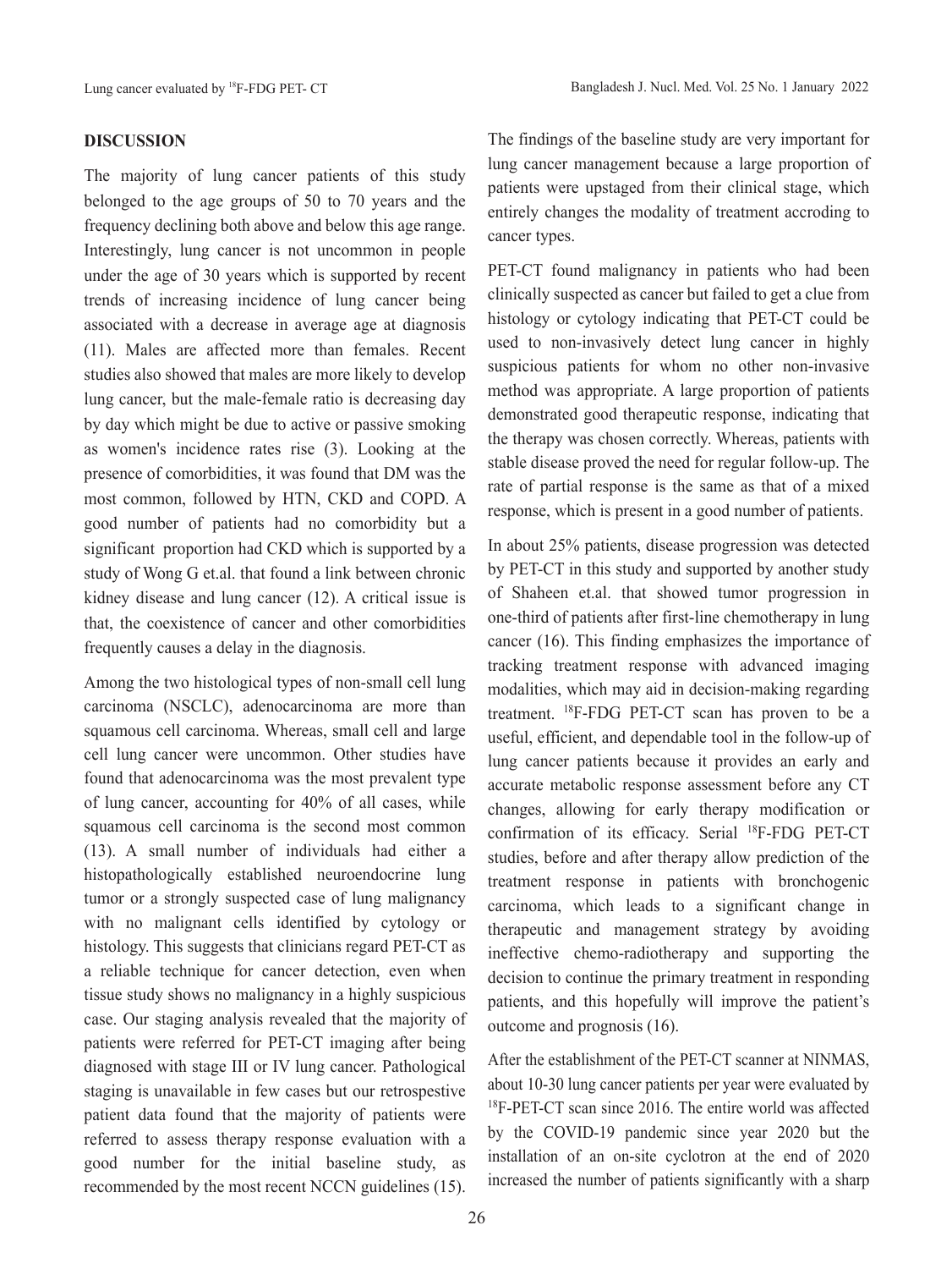## DISCUSSION

The majority of lung cancer patients of this study belonged to the age groups of 50 to 70 years and the frequency declining both above and below this age range. Interestingly, lung cancer is not uncommon in people under the age of 30 years which is supported by recent trends of increasing incidence of lung cancer being associated with a decrease in average age at diagnosis (11). Males are affected more than females. Recent studies also showed that males are more likely to develop lung cancer, but the male-female ratio is decreasing day by day which might be due to active or passive smoking as women's incidence rates rise (3). Looking at the presence of comorbidities, it was found that DM was the most common, followed by HTN, CKD and COPD. A good number of patients had no comorbidity but a significant proportion had CKD which is supported by a study of Wong G et.al. that found a link between chronic kidney disease and lung cancer (12). A critical issue is that, the coexistence of cancer and other comorbidities frequently causes a delay in the diagnosis.

Among the two histological types of non-small cell lung carcinoma (NSCLC), adenocarcinoma are more than squamous cell carcinoma. Whereas, small cell and large cell lung cancer were uncommon. Other studies have found that adenocarcinoma was the most prevalent type of lung cancer, accounting for 40% of all cases, while squamous cell carcinoma is the second most common (13). A small number of individuals had either a histopathologically established neuroendocrine lung tumor or a strongly suspected case of lung malignancy with no malignant cells identified by cytology or histology. This suggests that clinicians regard PET-CT as a reliable technique for cancer detection, even when tissue study shows no malignancy in a highly suspicious case. Our staging analysis revealed that the majority of patients were referred for PET-CT imaging after being diagnosed with stage III or IV lung cancer. Pathological staging is unavailable in few cases but our retrospective patient data found that the majority of patients were referred to assess therapy response evaluation with a good number for the initial baseline study, as recommended by the most recent NCCN guidelines (15).

The findings of the baseline study are very important for lung cancer management because a large proportion of patients were upstaged from their clinical stage, which entirely changes the modality of treatment accroding to cancer types.

PET-CT found malignancy in patients who had been clinically suspected as cancer but failed to get a clue from histology or cytology indicating that PET-CT could be used to non-invasively detect lung cancer in highly suspicious patients for whom no other non-invasive method was appropriate. A large proportion of patients demonstrated good therapeutic response, indicating that the therapy was chosen correctly. Whereas, patients with stable disease proved the need for regular follow-up. The rate of partial response is the same as that of a mixed response, which is present in a good number of patients.

In about 25% patients, disease progression was detected by PET-CT in this study and supported by another study of Shaheen et.al. that showed tumor progression in one-third of patients after first-line chemotherapy in lung cancer (16). This finding emphasizes the importance of tracking treatment response with advanced imaging modalities, which may aid in decision-making regarding treatment. $^{18}$F-FDG PET-CT scan has proven to be a useful, efficient, and dependable tool in the follow-up of lung cancer patients because it provides an early and accurate metabolic response assessment before any CT changes, allowing for early therapy modification or confirmation of its efficacy. Serial $^{18}$F-FDG PET-CT studies, before and after therapy allow prediction of the treatment response in patients with bronchogenic carcinoma, which leads to a significant change in therapeutic and management strategy by avoiding ineffective chemo-radiotherapy and supporting the decision to continue the primary treatment in responding patients, and this hopefully will improve the patient's outcome and prognosis (16).

After the establishment of the PET-CT scanner at NINMAS, about 10-30 lung cancer patients per year were evaluated by $^{18}$F-PET-CT scan since 2016. The entire world was affected by the COVID-19 pandemic since year 2020 but the installation of an on-site cyclotron at the end of 2020 increased the number of patients significantly with a sharp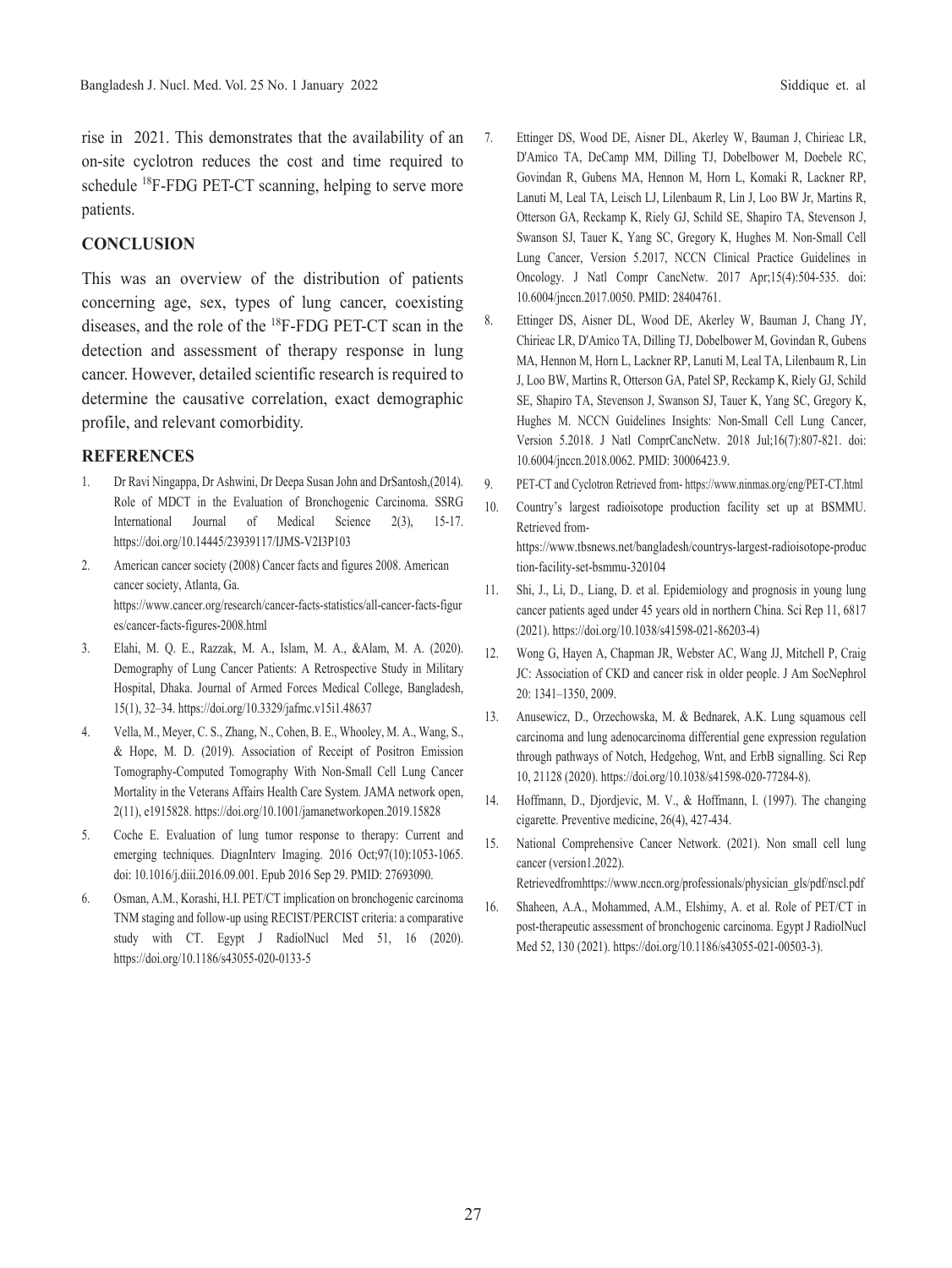rise in 2021. This demonstrates that the availability of an on-site cyclotron reduces the cost and time required to schedule $^{18}$F-FDG PET-CT scanning, helping to serve more patients.

## CONCLUSION

This was an overview of the distribution of patients concerning age, sex, types of lung cancer, coexisting diseases, and the role of the $^{18}$F-FDG PET-CT scan in the detection and assessment of therapy response in lung cancer. However, detailed scientific research is required to determine the causative correlation, exact demographic profile, and relevant comorbidity.

## REFERENCES

1. Dr Ravi Ningappa, Dr Ashwini, Dr Deepa Susan John and DrSantosh,(2014). Role of MDCT in the Evaluation of Bronchogenic Carcinoma. SSRG International Journal of Medical Science 2(3), 15-17. https://doi.org/10.14445/23939117/IJMS-V2I3P103
2. American cancer society (2008) Cancer facts and figures 2008. American cancer society, Atlanta, Ga. https://www.cancer.org/research/cancer-facts-statistics/all-cancer-facts-figures/cancer-facts-figures-2008.html
3. Elahi, M. Q. E., Razzak, M. A., Islam, M. A., &Alam, M. A. (2020). Demography of Lung Cancer Patients: A Retrospective Study in Military Hospital, Dhaka. Journal of Armed Forces Medical College, Bangladesh, 15(1), 32–34. https://doi.org/10.3329/jafmc.v15i1.48637
4. Vella, M., Meyer, C. S., Zhang, N., Cohen, B. E., Whooley, M. A., Wang, S., & Hope, M. D. (2019). Association of Receipt of Positron Emission Tomography-Computed Tomography With Non-Small Cell Lung Cancer Mortality in the Veterans Affairs Health Care System. JAMA network open, 2(11), e1915828. https://doi.org/10.1001/jamanetworkopen.2019.15828
5. Coche E. Evaluation of lung tumor response to therapy: Current and emerging techniques. DiagnInterv Imaging. 2016 Oct;97(10):1053-1065. doi: 10.1016/j.diii.2016.09.001. Epub 2016 Sep 29. PMID: 27693090.
6. Osman, A.M., Korashi, H.I. PET/CT implication on bronchogenic carcinoma TNM staging and follow-up using RECIST/PERCIST criteria: a comparative study with CT. Egypt J RadiolNucl Med 51, 16 (2020). https://doi.org/10.1186/s43055-020-0133-5
7. Ettinger DS, Wood DE, Aisner DL, Akerley W, Bauman J, Chirieac LR, D'Amico TA, DeCamp MM, Dilling TJ, Dobelbower M, Doebele RC, Govindan R, Gubens MA, Hennon M, Horn L, Komaki R, Lackner RP, Lanuti M, Leal TA, Leisch LJ, Lilenbaum R, Lin J, Loo BW Jr, Martins R, Otterson GA, Reckamp K, Riely GJ, Schild SE, Shapiro TA, Stevenson J, Swanson SJ, Tauer K, Yang SC, Gregory K, Hughes M. Non-Small Cell Lung Cancer, Version 5.2017, NCCN Clinical Practice Guidelines in Oncology. J Natl Compr CancNetw. 2017 Apr;15(4):504-535. doi: 10.6004/jnccn.2017.0050. PMID: 28404761.
8. Ettinger DS, Aisner DL, Wood DE, Akerley W, Bauman J, Chang JY, Chirieac LR, D'Amico TA, Dilling TJ, Dobelbower M, Govindan R, Gubens MA, Hennon M, Horn L, Lackner RP, Lanuti M, Leal TA, Lilenbaum R, Lin J, Loo BW, Martins R, Otterson GA, Patel SP, Reckamp K, Riely GJ, Schild SE, Shapiro TA, Stevenson J, Swanson SJ, Tauer K, Yang SC, Gregory K, Hughes M. NCCN Guidelines Insights: Non-Small Cell Lung Cancer, Version 5.2018. J Natl ComprCancNetw. 2018 Jul;16(7):807-821. doi: 10.6004/jnccn.2018.0062. PMID: 30006423.9.
9. PET-CT and Cyclotron Retrieved from- https://www.ninmas.org/eng/PET-CT.html
10. Country's largest radioisotope production facility set up at BSMMU. Retrieved from- https://www.tbsnews.net/bangladesh/countrys-largest-radioisotope-production-facility-set-bsmmu-320104
11. Shi, J., Li, D., Liang, D. et al. Epidemiology and prognosis in young lung cancer patients aged under 45 years old in northern China. Sci Rep 11, 6817 (2021). https://doi.org/10.1038/s41598-021-86203-4)
12. Wong G, Hayen A, Chapman JR, Webster AC, Wang JJ, Mitchell P, Craig JC: Association of CKD and cancer risk in older people. J Am SocNephrol 20: 1341–1350, 2009.
13. Anusewicz, D., Orzechowska, M. & Bednarek, A.K. Lung squamous cell carcinoma and lung adenocarcinoma differential gene expression regulation through pathways of Notch, Hedgehog, Wnt, and ErbB signalling. Sci Rep 10, 21128 (2020). https://doi.org/10.1038/s41598-020-77284-8).
14. Hoffmann, D., Djordjevic, M. V., & Hoffmann, I. (1997). The changing cigarette. Preventive medicine, 26(4), 427-434.
15. National Comprehensive Cancer Network. (2021). Non small cell lung cancer (version1.2022). Retrievedfromhttps://www.nccn.org/professionals/physician_gls/pdf/nscl.pdf
16. Shaheen, A.A., Mohammed, A.M., Elshimy, A. et al. Role of PET/CT in post-therapeutic assessment of bronchogenic carcinoma. Egypt J RadiolNucl Med 52, 130 (2021). https://doi.org/10.1186/s43055-021-00503-3).